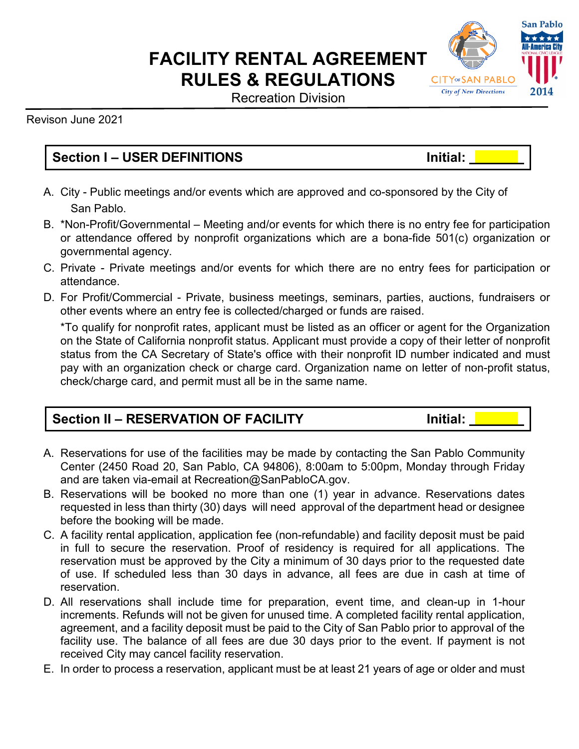# FACILITY RENTAL AGREEMENT
# RULES & REGULATIONS

Recreation Division

Revison June 2021

## Section I – USER DEFINITIONS    Initial: ______

A. City - Public meetings and/or events which are approved and co-sponsored by the City of San Pablo.
B. *Non-Profit/Governmental – Meeting and/or events for which there is no entry fee for participation or attendance offered by nonprofit organizations which are a bona-fide 501(c) organization or governmental agency.
C. Private - Private meetings and/or events for which there are no entry fees for participation or attendance.
D. For Profit/Commercial - Private, business meetings, seminars, parties, auctions, fundraisers or other events where an entry fee is collected/charged or funds are raised.

*To qualify for nonprofit rates, applicant must be listed as an officer or agent for the Organization on the State of California nonprofit status. Applicant must provide a copy of their letter of nonprofit status from the CA Secretary of State's office with their nonprofit ID number indicated and must pay with an organization check or charge card. Organization name on letter of non-profit status, check/charge card, and permit must all be in the same name.

## Section II – RESERVATION OF FACILITY    Initial: ______

A. Reservations for use of the facilities may be made by contacting the San Pablo Community Center (2450 Road 20, San Pablo, CA 94806), 8:00am to 5:00pm, Monday through Friday and are taken via-email at Recreation@SanPabloCA.gov.
B. Reservations will be booked no more than one (1) year in advance. Reservations dates requested in less than thirty (30) days will need approval of the department head or designee before the booking will be made.
C. A facility rental application, application fee (non-refundable) and facility deposit must be paid in full to secure the reservation. Proof of residency is required for all applications. The reservation must be approved by the City a minimum of 30 days prior to the requested date of use. If scheduled less than 30 days in advance, all fees are due in cash at time of reservation.
D. All reservations shall include time for preparation, event time, and clean-up in 1-hour increments. Refunds will not be given for unused time. A completed facility rental application, agreement, and a facility deposit must be paid to the City of San Pablo prior to approval of the facility use. The balance of all fees are due 30 days prior to the event. If payment is not received City may cancel facility reservation.
E. In order to process a reservation, applicant must be at least 21 years of age or older and must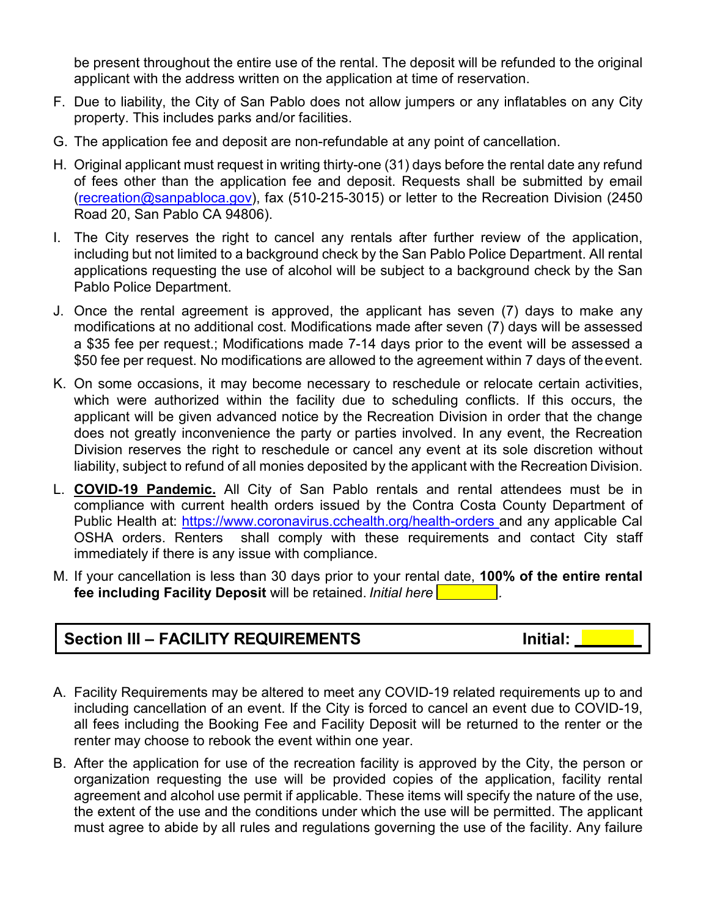be present throughout the entire use of the rental. The deposit will be refunded to the original applicant with the address written on the application at time of reservation.

F. Due to liability, the City of San Pablo does not allow jumpers or any inflatables on any City property. This includes parks and/or facilities.

G. The application fee and deposit are non-refundable at any point of cancellation.

H. Original applicant must request in writing thirty-one (31) days before the rental date any refund of fees other than the application fee and deposit. Requests shall be submitted by email (recreation@sanpabloca.gov), fax (510-215-3015) or letter to the Recreation Division (2450 Road 20, San Pablo CA 94806).

I. The City reserves the right to cancel any rentals after further review of the application, including but not limited to a background check by the San Pablo Police Department. All rental applications requesting the use of alcohol will be subject to a background check by the San Pablo Police Department.

J. Once the rental agreement is approved, the applicant has seven (7) days to make any modifications at no additional cost. Modifications made after seven (7) days will be assessed a $35 fee per request.; Modifications made 7-14 days prior to the event will be assessed a $50 fee per request. No modifications are allowed to the agreement within 7 days of the event.

K. On some occasions, it may become necessary to reschedule or relocate certain activities, which were authorized within the facility due to scheduling conflicts. If this occurs, the applicant will be given advanced notice by the Recreation Division in order that the change does not greatly inconvenience the party or parties involved. In any event, the Recreation Division reserves the right to reschedule or cancel any event at its sole discretion without liability, subject to refund of all monies deposited by the applicant with the Recreation Division.

L. **COVID-19 Pandemic.** All City of San Pablo rentals and rental attendees must be in compliance with current health orders issued by the Contra Costa County Department of Public Health at: https://www.coronavirus.cchealth.org/health-orders and any applicable Cal OSHA orders. Renters shall comply with these requirements and contact City staff immediately if there is any issue with compliance.

M. If your cancellation is less than 30 days prior to your rental date, **100% of the entire rental fee including Facility Deposit** will be retained. *Initial here* ______.

## Section III – FACILITY REQUIREMENTS Initial: ______

A. Facility Requirements may be altered to meet any COVID-19 related requirements up to and including cancellation of an event. If the City is forced to cancel an event due to COVID-19, all fees including the Booking Fee and Facility Deposit will be returned to the renter or the renter may choose to rebook the event within one year.

B. After the application for use of the recreation facility is approved by the City, the person or organization requesting the use will be provided copies of the application, facility rental agreement and alcohol use permit if applicable. These items will specify the nature of the use, the extent of the use and the conditions under which the use will be permitted. The applicant must agree to abide by all rules and regulations governing the use of the facility. Any failure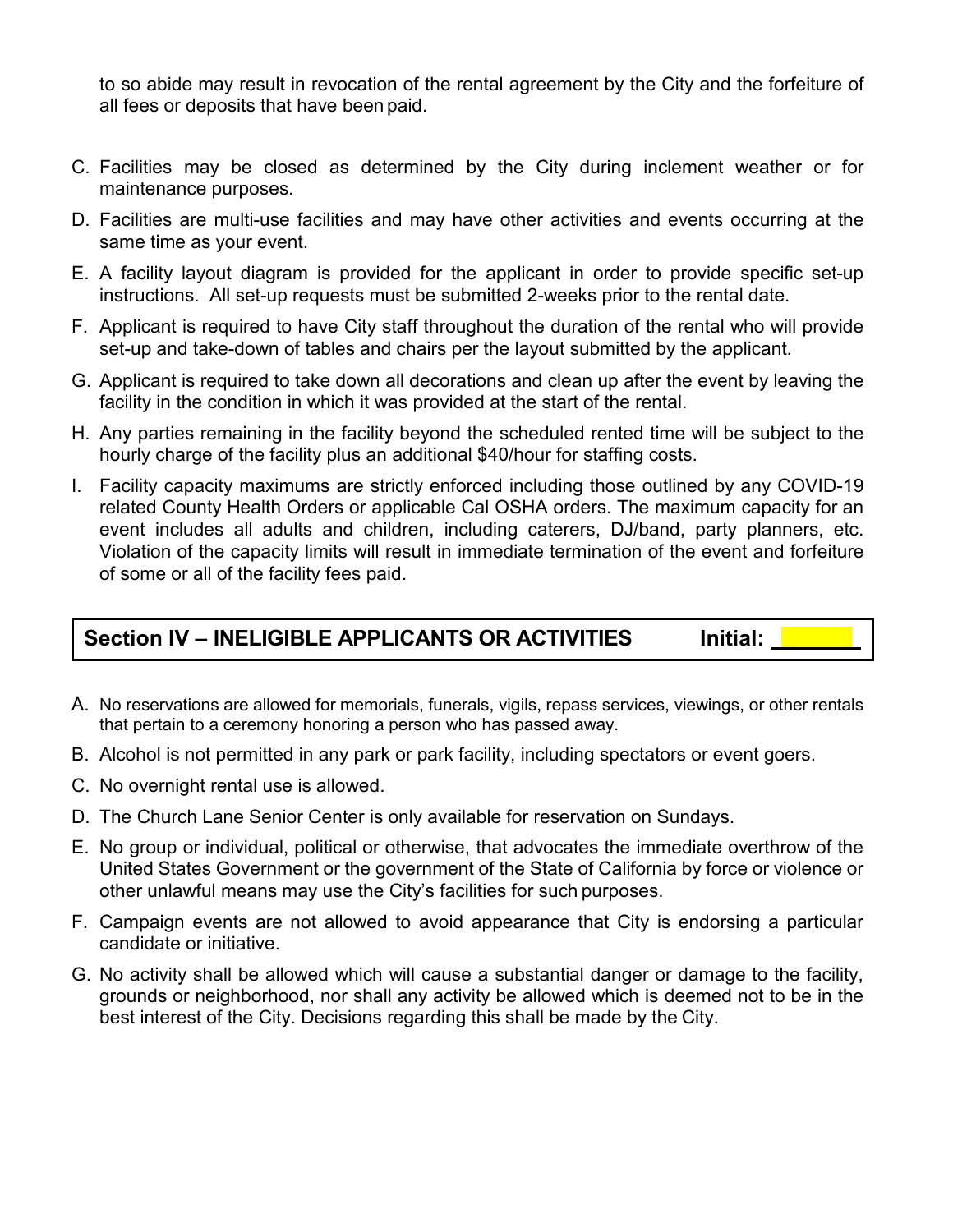to so abide may result in revocation of the rental agreement by the City and the forfeiture of all fees or deposits that have been paid.

C. Facilities may be closed as determined by the City during inclement weather or for maintenance purposes.

D. Facilities are multi-use facilities and may have other activities and events occurring at the same time as your event.

E. A facility layout diagram is provided for the applicant in order to provide specific set-up instructions. All set-up requests must be submitted 2-weeks prior to the rental date.

F. Applicant is required to have City staff throughout the duration of the rental who will provide set-up and take-down of tables and chairs per the layout submitted by the applicant.

G. Applicant is required to take down all decorations and clean up after the event by leaving the facility in the condition in which it was provided at the start of the rental.

H. Any parties remaining in the facility beyond the scheduled rented time will be subject to the hourly charge of the facility plus an additional $40/hour for staffing costs.

I. Facility capacity maximums are strictly enforced including those outlined by any COVID-19 related County Health Orders or applicable Cal OSHA orders. The maximum capacity for an event includes all adults and children, including caterers, DJ/band, party planners, etc. Violation of the capacity limits will result in immediate termination of the event and forfeiture of some or all of the facility fees paid.

## Section IV – INELIGIBLE APPLICANTS OR ACTIVITIES    Initial: ______

A. No reservations are allowed for memorials, funerals, vigils, repass services, viewings, or other rentals that pertain to a ceremony honoring a person who has passed away.

B. Alcohol is not permitted in any park or park facility, including spectators or event goers.

C. No overnight rental use is allowed.

D. The Church Lane Senior Center is only available for reservation on Sundays.

E. No group or individual, political or otherwise, that advocates the immediate overthrow of the United States Government or the government of the State of California by force or violence or other unlawful means may use the City's facilities for such purposes.

F. Campaign events are not allowed to avoid appearance that City is endorsing a particular candidate or initiative.

G. No activity shall be allowed which will cause a substantial danger or damage to the facility, grounds or neighborhood, nor shall any activity be allowed which is deemed not to be in the best interest of the City. Decisions regarding this shall be made by the City.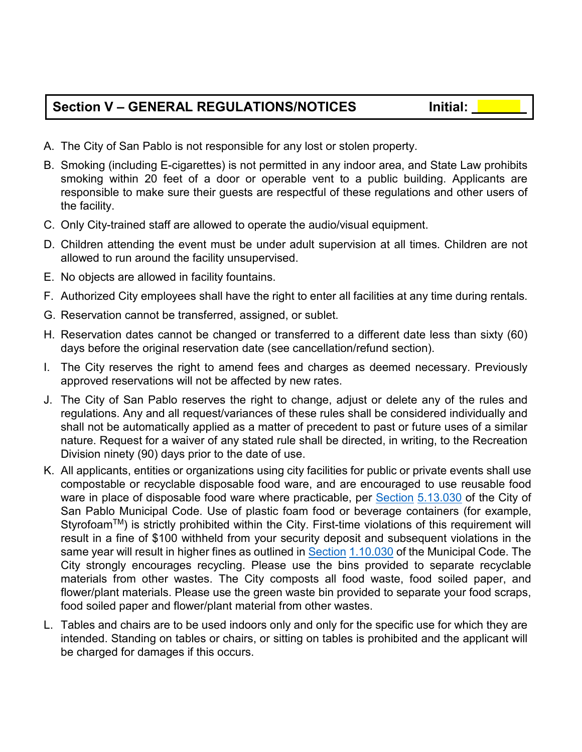## Section V – GENERAL REGULATIONS/NOTICES — Initial: ________

A. The City of San Pablo is not responsible for any lost or stolen property.

B. Smoking (including E-cigarettes) is not permitted in any indoor area, and State Law prohibits smoking within 20 feet of a door or operable vent to a public building. Applicants are responsible to make sure their guests are respectful of these regulations and other users of the facility.

C. Only City-trained staff are allowed to operate the audio/visual equipment.

D. Children attending the event must be under adult supervision at all times. Children are not allowed to run around the facility unsupervised.

E. No objects are allowed in facility fountains.

F. Authorized City employees shall have the right to enter all facilities at any time during rentals.

G. Reservation cannot be transferred, assigned, or sublet.

H. Reservation dates cannot be changed or transferred to a different date less than sixty (60) days before the original reservation date (see cancellation/refund section).

I. The City reserves the right to amend fees and charges as deemed necessary. Previously approved reservations will not be affected by new rates.

J. The City of San Pablo reserves the right to change, adjust or delete any of the rules and regulations. Any and all request/variances of these rules shall be considered individually and shall not be automatically applied as a matter of precedent to past or future uses of a similar nature. Request for a waiver of any stated rule shall be directed, in writing, to the Recreation Division ninety (90) days prior to the date of use.

K. All applicants, entities or organizations using city facilities for public or private events shall use compostable or recyclable disposable food ware, and are encouraged to use reusable food ware in place of disposable food ware where practicable, per Section 5.13.030 of the City of San Pablo Municipal Code. Use of plastic foam food or beverage containers (for example, Styrofoam™) is strictly prohibited within the City. First-time violations of this requirement will result in a fine of $100 withheld from your security deposit and subsequent violations in the same year will result in higher fines as outlined in Section 1.10.030 of the Municipal Code. The City strongly encourages recycling. Please use the bins provided to separate recyclable materials from other wastes. The City composts all food waste, food soiled paper, and flower/plant materials. Please use the green waste bin provided to separate your food scraps, food soiled paper and flower/plant material from other wastes.

L. Tables and chairs are to be used indoors only and only for the specific use for which they are intended. Standing on tables or chairs, or sitting on tables is prohibited and the applicant will be charged for damages if this occurs.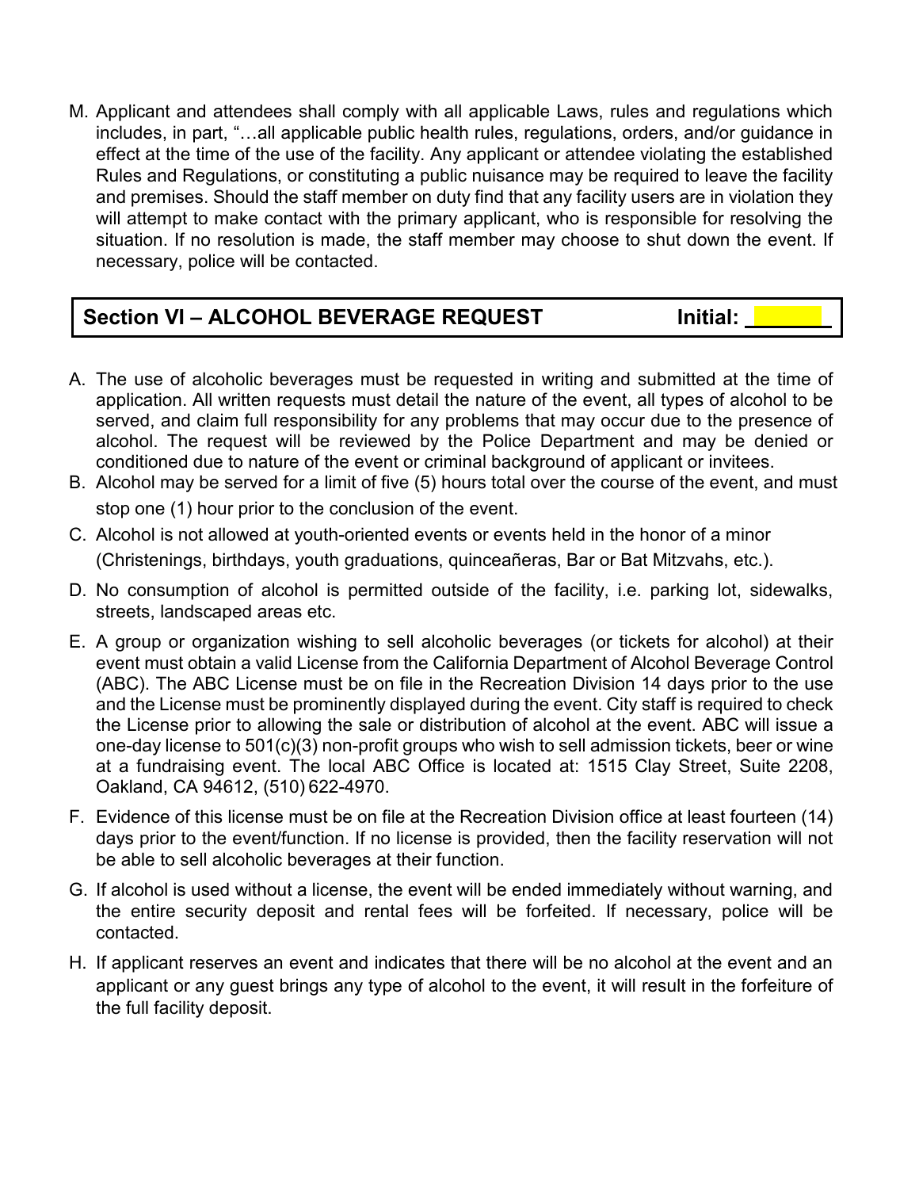M. Applicant and attendees shall comply with all applicable Laws, rules and regulations which includes, in part, "…all applicable public health rules, regulations, orders, and/or guidance in effect at the time of the use of the facility. Any applicant or attendee violating the established Rules and Regulations, or constituting a public nuisance may be required to leave the facility and premises. Should the staff member on duty find that any facility users are in violation they will attempt to make contact with the primary applicant, who is responsible for resolving the situation. If no resolution is made, the staff member may choose to shut down the event. If necessary, police will be contacted.

## Section VI – ALCOHOL BEVERAGE REQUEST Initial: _______

A. The use of alcoholic beverages must be requested in writing and submitted at the time of application. All written requests must detail the nature of the event, all types of alcohol to be served, and claim full responsibility for any problems that may occur due to the presence of alcohol. The request will be reviewed by the Police Department and may be denied or conditioned due to nature of the event or criminal background of applicant or invitees.

B. Alcohol may be served for a limit of five (5) hours total over the course of the event, and must stop one (1) hour prior to the conclusion of the event.

C. Alcohol is not allowed at youth-oriented events or events held in the honor of a minor (Christenings, birthdays, youth graduations, quinceañeras, Bar or Bat Mitzvahs, etc.).

D. No consumption of alcohol is permitted outside of the facility, i.e. parking lot, sidewalks, streets, landscaped areas etc.

E. A group or organization wishing to sell alcoholic beverages (or tickets for alcohol) at their event must obtain a valid License from the California Department of Alcohol Beverage Control (ABC). The ABC License must be on file in the Recreation Division 14 days prior to the use and the License must be prominently displayed during the event. City staff is required to check the License prior to allowing the sale or distribution of alcohol at the event. ABC will issue a one-day license to 501(c)(3) non-profit groups who wish to sell admission tickets, beer or wine at a fundraising event. The local ABC Office is located at: 1515 Clay Street, Suite 2208, Oakland, CA 94612, (510) 622-4970.

F. Evidence of this license must be on file at the Recreation Division office at least fourteen (14) days prior to the event/function. If no license is provided, then the facility reservation will not be able to sell alcoholic beverages at their function.

G. If alcohol is used without a license, the event will be ended immediately without warning, and the entire security deposit and rental fees will be forfeited. If necessary, police will be contacted.

H. If applicant reserves an event and indicates that there will be no alcohol at the event and an applicant or any guest brings any type of alcohol to the event, it will result in the forfeiture of the full facility deposit.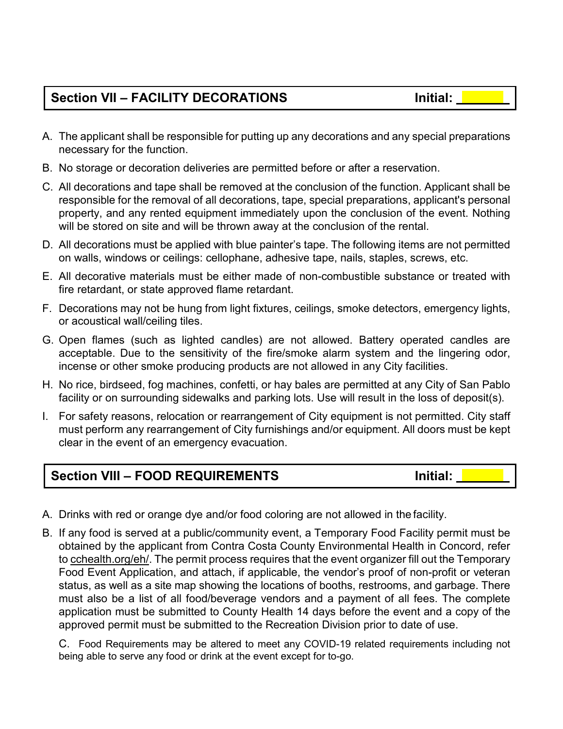## Section VII – FACILITY DECORATIONS Initial: _______

A. The applicant shall be responsible for putting up any decorations and any special preparations necessary for the function.

B. No storage or decoration deliveries are permitted before or after a reservation.

C. All decorations and tape shall be removed at the conclusion of the function. Applicant shall be responsible for the removal of all decorations, tape, special preparations, applicant's personal property, and any rented equipment immediately upon the conclusion of the event. Nothing will be stored on site and will be thrown away at the conclusion of the rental.

D. All decorations must be applied with blue painter's tape. The following items are not permitted on walls, windows or ceilings: cellophane, adhesive tape, nails, staples, screws, etc.

E. All decorative materials must be either made of non-combustible substance or treated with fire retardant, or state approved flame retardant.

F. Decorations may not be hung from light fixtures, ceilings, smoke detectors, emergency lights, or acoustical wall/ceiling tiles.

G. Open flames (such as lighted candles) are not allowed. Battery operated candles are acceptable. Due to the sensitivity of the fire/smoke alarm system and the lingering odor, incense or other smoke producing products are not allowed in any City facilities.

H. No rice, birdseed, fog machines, confetti, or hay bales are permitted at any City of San Pablo facility or on surrounding sidewalks and parking lots. Use will result in the loss of deposit(s).

I. For safety reasons, relocation or rearrangement of City equipment is not permitted. City staff must perform any rearrangement of City furnishings and/or equipment. All doors must be kept clear in the event of an emergency evacuation.

## Section VIII – FOOD REQUIREMENTS Initial: _______

A. Drinks with red or orange dye and/or food coloring are not allowed in the facility.

B. If any food is served at a public/community event, a Temporary Food Facility permit must be obtained by the applicant from Contra Costa County Environmental Health in Concord, refer to cchealth.org/eh/. The permit process requires that the event organizer fill out the Temporary Food Event Application, and attach, if applicable, the vendor's proof of non-profit or veteran status, as well as a site map showing the locations of booths, restrooms, and garbage. There must also be a list of all food/beverage vendors and a payment of all fees. The complete application must be submitted to County Health 14 days before the event and a copy of the approved permit must be submitted to the Recreation Division prior to date of use.

C. Food Requirements may be altered to meet any COVID-19 related requirements including not being able to serve any food or drink at the event except for to-go.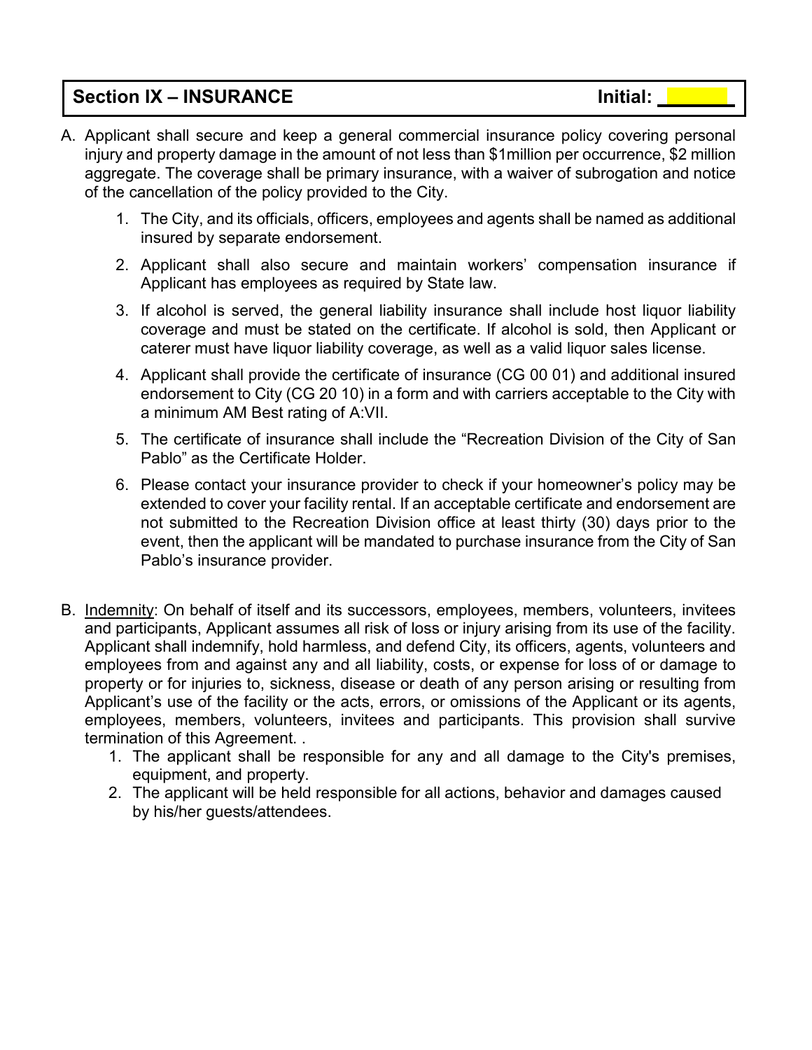## Section IX – INSURANCE Initial: ______

A. Applicant shall secure and keep a general commercial insurance policy covering personal injury and property damage in the amount of not less than $1million per occurrence, $2 million aggregate. The coverage shall be primary insurance, with a waiver of subrogation and notice of the cancellation of the policy provided to the City.

   1. The City, and its officials, officers, employees and agents shall be named as additional insured by separate endorsement.

   2. Applicant shall also secure and maintain workers' compensation insurance if Applicant has employees as required by State law.

   3. If alcohol is served, the general liability insurance shall include host liquor liability coverage and must be stated on the certificate. If alcohol is sold, then Applicant or caterer must have liquor liability coverage, as well as a valid liquor sales license.

   4. Applicant shall provide the certificate of insurance (CG 00 01) and additional insured endorsement to City (CG 20 10) in a form and with carriers acceptable to the City with a minimum AM Best rating of A:VII.

   5. The certificate of insurance shall include the "Recreation Division of the City of San Pablo" as the Certificate Holder.

   6. Please contact your insurance provider to check if your homeowner's policy may be extended to cover your facility rental. If an acceptable certificate and endorsement are not submitted to the Recreation Division office at least thirty (30) days prior to the event, then the applicant will be mandated to purchase insurance from the City of San Pablo's insurance provider.

B. Indemnity: On behalf of itself and its successors, employees, members, volunteers, invitees and participants, Applicant assumes all risk of loss or injury arising from its use of the facility. Applicant shall indemnify, hold harmless, and defend City, its officers, agents, volunteers and employees from and against any and all liability, costs, or expense for loss of or damage to property or for injuries to, sickness, disease or death of any person arising or resulting from Applicant's use of the facility or the acts, errors, or omissions of the Applicant or its agents, employees, members, volunteers, invitees and participants. This provision shall survive termination of this Agreement. .

   1. The applicant shall be responsible for any and all damage to the City's premises, equipment, and property.
   2. The applicant will be held responsible for all actions, behavior and damages caused by his/her guests/attendees.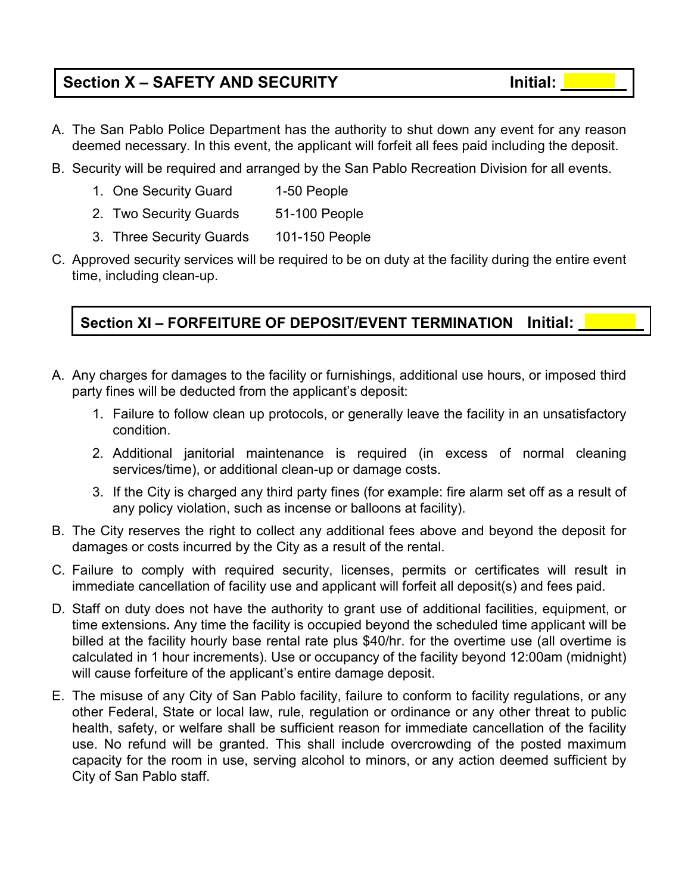## Section X – SAFETY AND SECURITY Initial: ______

A. The San Pablo Police Department has the authority to shut down any event for any reason deemed necessary. In this event, the applicant will forfeit all fees paid including the deposit.

B. Security will be required and arranged by the San Pablo Recreation Division for all events.

   1. One Security Guard 1-50 People
   2. Two Security Guards 51-100 People
   3. Three Security Guards 101-150 People

C. Approved security services will be required to be on duty at the facility during the entire event time, including clean-up.

## Section XI – FORFEITURE OF DEPOSIT/EVENT TERMINATION Initial: ______

A. Any charges for damages to the facility or furnishings, additional use hours, or imposed third party fines will be deducted from the applicant's deposit:

   1. Failure to follow clean up protocols, or generally leave the facility in an unsatisfactory condition.
   2. Additional janitorial maintenance is required (in excess of normal cleaning services/time), or additional clean-up or damage costs.
   3. If the City is charged any third party fines (for example: fire alarm set off as a result of any policy violation, such as incense or balloons at facility).

B. The City reserves the right to collect any additional fees above and beyond the deposit for damages or costs incurred by the City as a result of the rental.

C. Failure to comply with required security, licenses, permits or certificates will result in immediate cancellation of facility use and applicant will forfeit all deposit(s) and fees paid.

D. Staff on duty does not have the authority to grant use of additional facilities, equipment, or time extensions**.** Any time the facility is occupied beyond the scheduled time applicant will be billed at the facility hourly base rental rate plus $40/hr. for the overtime use (all overtime is calculated in 1 hour increments). Use or occupancy of the facility beyond 12:00am (midnight) will cause forfeiture of the applicant's entire damage deposit.

E. The misuse of any City of San Pablo facility, failure to conform to facility regulations, or any other Federal, State or local law, rule, regulation or ordinance or any other threat to public health, safety, or welfare shall be sufficient reason for immediate cancellation of the facility use. No refund will be granted. This shall include overcrowding of the posted maximum capacity for the room in use, serving alcohol to minors, or any action deemed sufficient by City of San Pablo staff.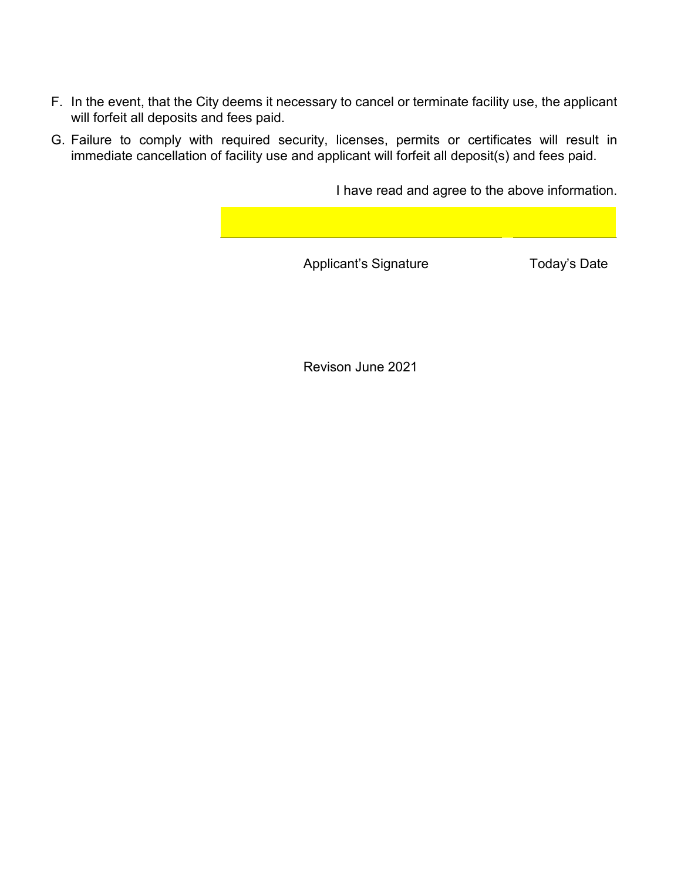F. In the event, that the City deems it necessary to cancel or terminate facility use, the applicant will forfeit all deposits and fees paid.

G. Failure to comply with required security, licenses, permits or certificates will result in immediate cancellation of facility use and applicant will forfeit all deposit(s) and fees paid.

I have read and agree to the above information.

\_\_\_\_\_\_\_\_\_\_\_\_\_\_\_\_\_\_\_\_\_\_\_\_\_\_\_\_\_\_\_\_\_\_\_\_ \_\_\_\_\_\_\_\_\_\_\_\_\_\_\_\_

Applicant's Signature Today's Date

Revison June 2021